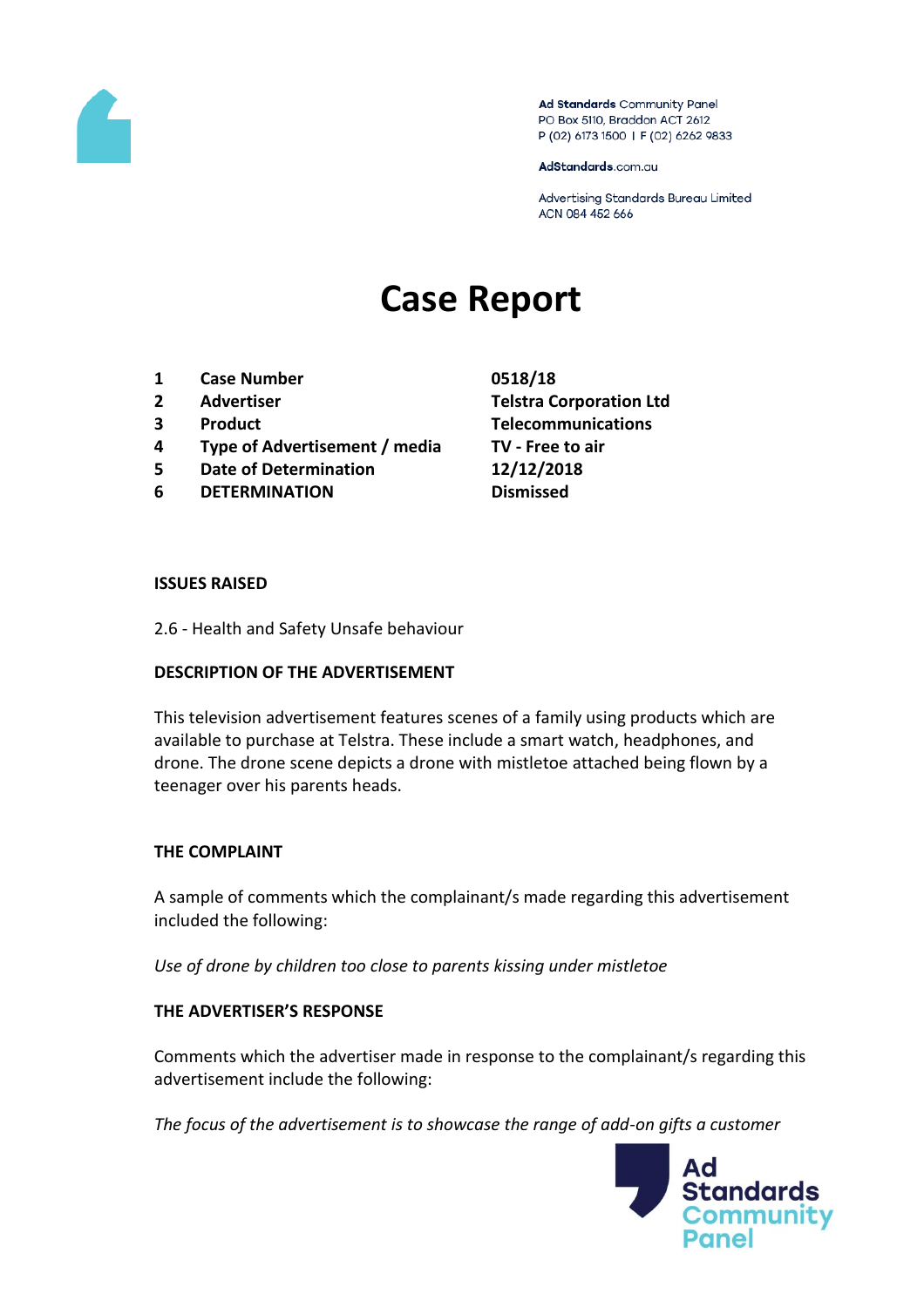Ad Standards Community Panel
PO Box 5110, Braddon ACT 2612
P (02) 6173 1500 | F (02) 6262 9833

AdStandards.com.au

Advertising Standards Bureau Limited
ACN 084 452 666

# Case Report

| | | |
|---|---|---|
| 1 | **Case Number** | **0518/18** |
| 2 | **Advertiser** | **Telstra Corporation Ltd** |
| 3 | **Product** | **Telecommunications** |
| 4 | **Type of Advertisement / media** | **TV - Free to air** |
| 5 | **Date of Determination** | **12/12/2018** |
| 6 | **DETERMINATION** | **Dismissed** |

**ISSUES RAISED**

2.6 - Health and Safety Unsafe behaviour

**DESCRIPTION OF THE ADVERTISEMENT**

This television advertisement features scenes of a family using products which are available to purchase at Telstra. These include a smart watch, headphones, and drone. The drone scene depicts a drone with mistletoe attached being flown by a teenager over his parents heads.

**THE COMPLAINT**

A sample of comments which the complainant/s made regarding this advertisement included the following:

*Use of drone by children too close to parents kissing under mistletoe*

**THE ADVERTISER'S RESPONSE**

Comments which the advertiser made in response to the complainant/s regarding this advertisement include the following:

*The focus of the advertisement is to showcase the range of add-on gifts a customer*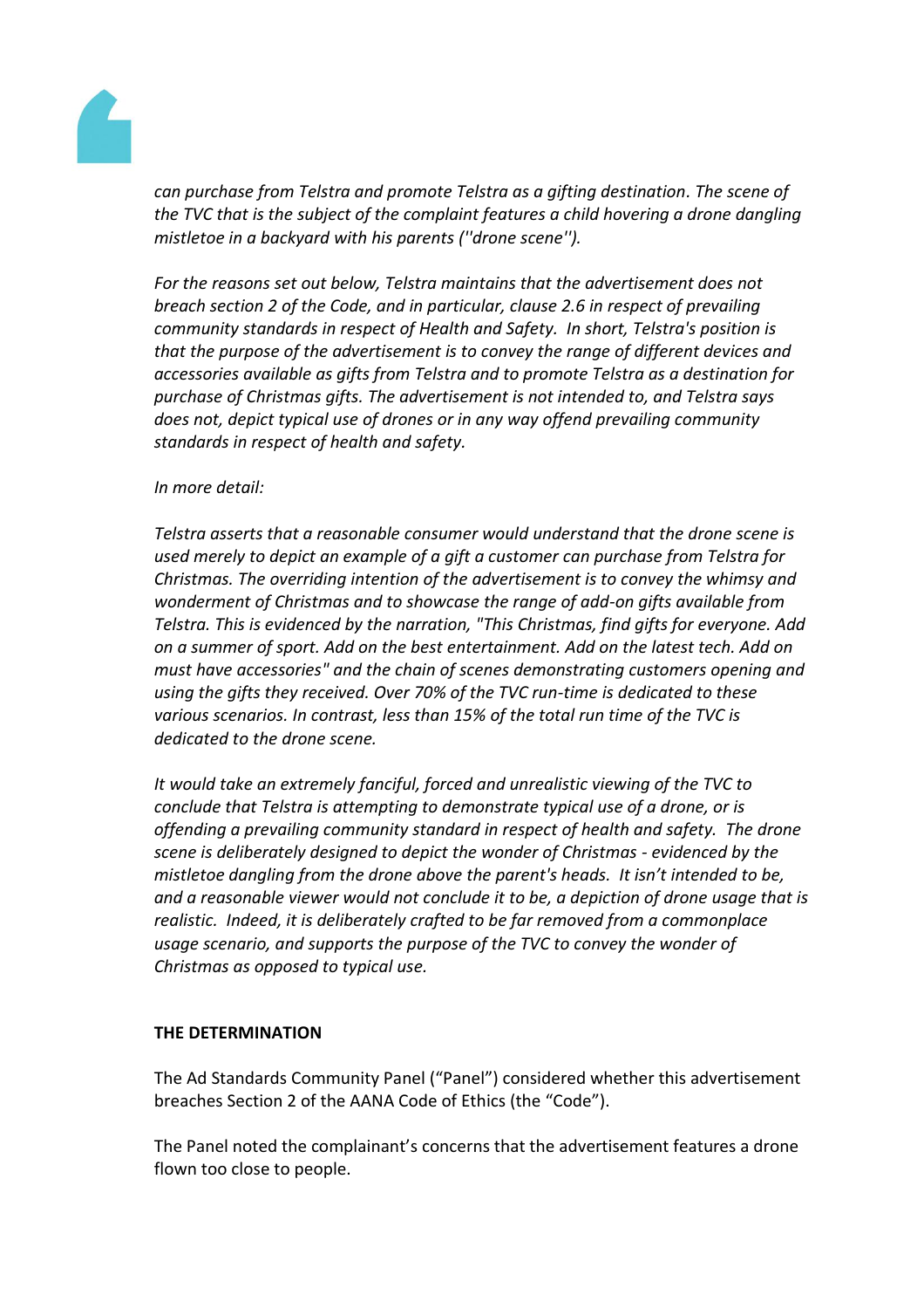*can purchase from Telstra and promote Telstra as a gifting destination. The scene of the TVC that is the subject of the complaint features a child hovering a drone dangling mistletoe in a backyard with his parents (''drone scene'').*

*For the reasons set out below, Telstra maintains that the advertisement does not breach section 2 of the Code, and in particular, clause 2.6 in respect of prevailing community standards in respect of Health and Safety. In short, Telstra's position is that the purpose of the advertisement is to convey the range of different devices and accessories available as gifts from Telstra and to promote Telstra as a destination for purchase of Christmas gifts. The advertisement is not intended to, and Telstra says does not, depict typical use of drones or in any way offend prevailing community standards in respect of health and safety.*

*In more detail:*

*Telstra asserts that a reasonable consumer would understand that the drone scene is used merely to depict an example of a gift a customer can purchase from Telstra for Christmas. The overriding intention of the advertisement is to convey the whimsy and wonderment of Christmas and to showcase the range of add-on gifts available from Telstra. This is evidenced by the narration, "This Christmas, find gifts for everyone. Add on a summer of sport. Add on the best entertainment. Add on the latest tech. Add on must have accessories" and the chain of scenes demonstrating customers opening and using the gifts they received. Over 70% of the TVC run-time is dedicated to these various scenarios. In contrast, less than 15% of the total run time of the TVC is dedicated to the drone scene.*

*It would take an extremely fanciful, forced and unrealistic viewing of the TVC to conclude that Telstra is attempting to demonstrate typical use of a drone, or is offending a prevailing community standard in respect of health and safety. The drone scene is deliberately designed to depict the wonder of Christmas - evidenced by the mistletoe dangling from the drone above the parent's heads. It isn't intended to be, and a reasonable viewer would not conclude it to be, a depiction of drone usage that is realistic. Indeed, it is deliberately crafted to be far removed from a commonplace usage scenario, and supports the purpose of the TVC to convey the wonder of Christmas as opposed to typical use.*

**THE DETERMINATION**

The Ad Standards Community Panel ("Panel") considered whether this advertisement breaches Section 2 of the AANA Code of Ethics (the "Code").

The Panel noted the complainant's concerns that the advertisement features a drone flown too close to people.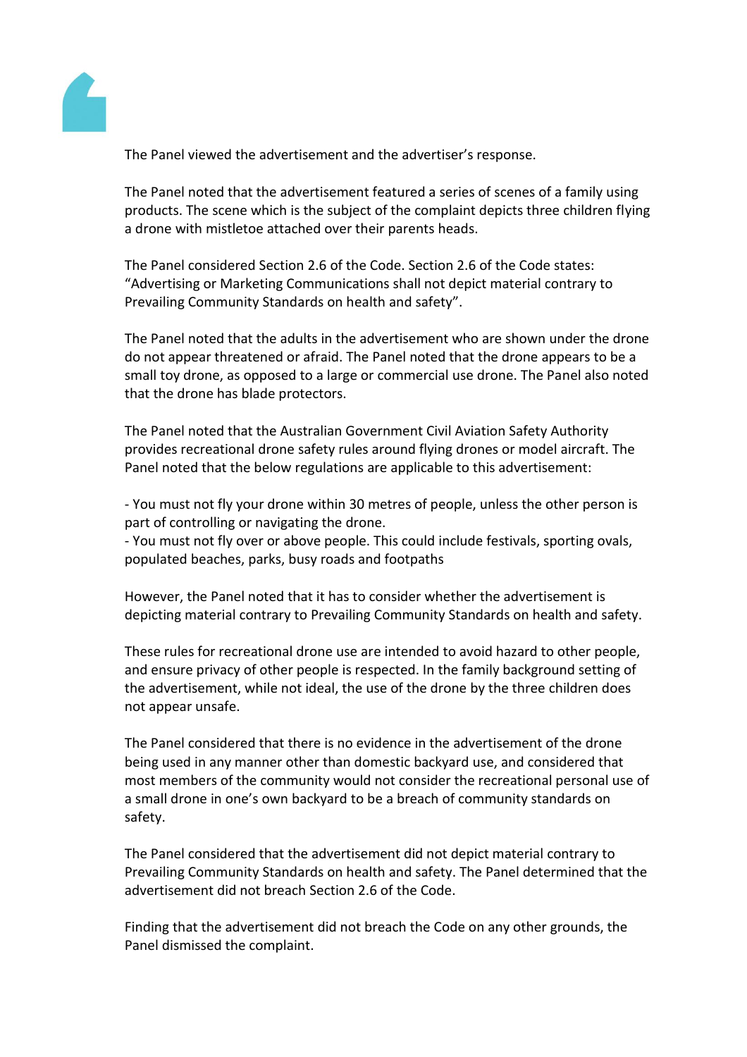The Panel viewed the advertisement and the advertiser's response.

The Panel noted that the advertisement featured a series of scenes of a family using products. The scene which is the subject of the complaint depicts three children flying a drone with mistletoe attached over their parents heads.

The Panel considered Section 2.6 of the Code. Section 2.6 of the Code states: "Advertising or Marketing Communications shall not depict material contrary to Prevailing Community Standards on health and safety".

The Panel noted that the adults in the advertisement who are shown under the drone do not appear threatened or afraid. The Panel noted that the drone appears to be a small toy drone, as opposed to a large or commercial use drone. The Panel also noted that the drone has blade protectors.

The Panel noted that the Australian Government Civil Aviation Safety Authority provides recreational drone safety rules around flying drones or model aircraft. The Panel noted that the below regulations are applicable to this advertisement:

- You must not fly your drone within 30 metres of people, unless the other person is part of controlling or navigating the drone.
- You must not fly over or above people. This could include festivals, sporting ovals, populated beaches, parks, busy roads and footpaths

However, the Panel noted that it has to consider whether the advertisement is depicting material contrary to Prevailing Community Standards on health and safety.

These rules for recreational drone use are intended to avoid hazard to other people, and ensure privacy of other people is respected. In the family background setting of the advertisement, while not ideal, the use of the drone by the three children does not appear unsafe.

The Panel considered that there is no evidence in the advertisement of the drone being used in any manner other than domestic backyard use, and considered that most members of the community would not consider the recreational personal use of a small drone in one's own backyard to be a breach of community standards on safety.

The Panel considered that the advertisement did not depict material contrary to Prevailing Community Standards on health and safety. The Panel determined that the advertisement did not breach Section 2.6 of the Code.

Finding that the advertisement did not breach the Code on any other grounds, the Panel dismissed the complaint.